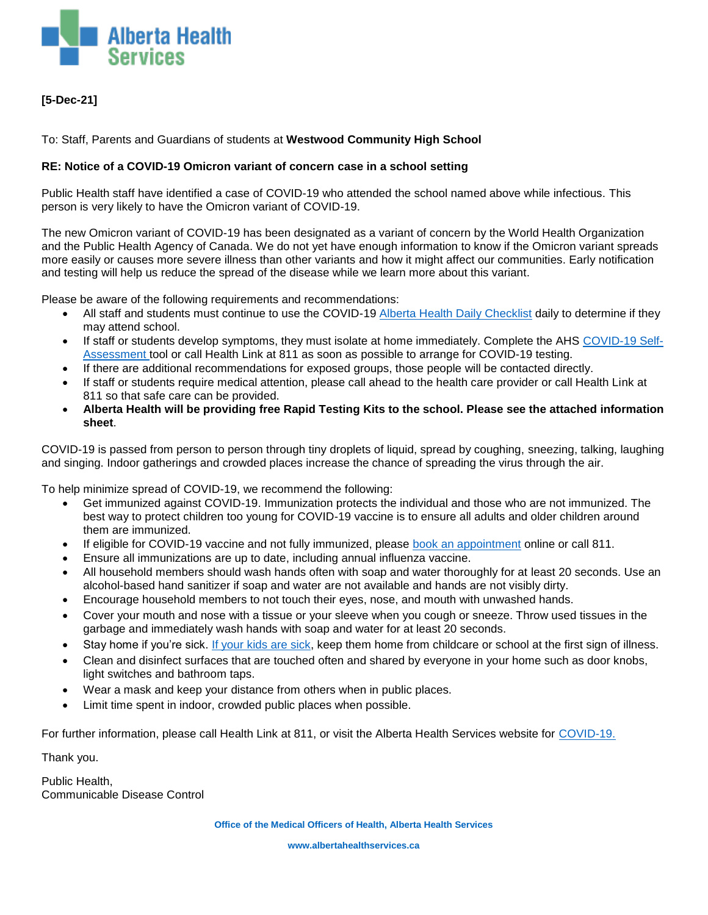**[5-Dec-21]**

To: Staff, Parents and Guardians of students at **Westwood Community High School**

**RE: Notice of a COVID-19 Omicron variant of concern case in a school setting**

Public Health staff have identified a case of COVID-19 who attended the school named above while infectious. This person is very likely to have the Omicron variant of COVID-19.

The new Omicron variant of COVID-19 has been designated as a variant of concern by the World Health Organization and the Public Health Agency of Canada. We do not yet have enough information to know if the Omicron variant spreads more easily or causes more severe illness than other variants and how it might affect our communities. Early notification and testing will help us reduce the spread of the disease while we learn more about this variant.

Please be aware of the following requirements and recommendations:

- All staff and students must continue to use the COVID-19 Alberta Health Daily Checklist daily to determine if they may attend school.
- If staff or students develop symptoms, they must isolate at home immediately. Complete the AHS COVID-19 Self-Assessment tool or call Health Link at 811 as soon as possible to arrange for COVID-19 testing.
- If there are additional recommendations for exposed groups, those people will be contacted directly.
- If staff or students require medical attention, please call ahead to the health care provider or call Health Link at 811 so that safe care can be provided.
- **Alberta Health will be providing free Rapid Testing Kits to the school. Please see the attached information sheet**.

COVID-19 is passed from person to person through tiny droplets of liquid, spread by coughing, sneezing, talking, laughing and singing. Indoor gatherings and crowded places increase the chance of spreading the virus through the air.

To help minimize spread of COVID-19, we recommend the following:

- Get immunized against COVID-19. Immunization protects the individual and those who are not immunized. The best way to protect children too young for COVID-19 vaccine is to ensure all adults and older children around them are immunized.
- If eligible for COVID-19 vaccine and not fully immunized, please book an appointment online or call 811.
- Ensure all immunizations are up to date, including annual influenza vaccine.
- All household members should wash hands often with soap and water thoroughly for at least 20 seconds. Use an alcohol-based hand sanitizer if soap and water are not available and hands are not visibly dirty.
- Encourage household members to not touch their eyes, nose, and mouth with unwashed hands.
- Cover your mouth and nose with a tissue or your sleeve when you cough or sneeze. Throw used tissues in the garbage and immediately wash hands with soap and water for at least 20 seconds.
- Stay home if you're sick. If your kids are sick, keep them home from childcare or school at the first sign of illness.
- Clean and disinfect surfaces that are touched often and shared by everyone in your home such as door knobs, light switches and bathroom taps.
- Wear a mask and keep your distance from others when in public places.
- Limit time spent in indoor, crowded public places when possible.

For further information, please call Health Link at 811, or visit the Alberta Health Services website for COVID-19.

Thank you.

Public Health,
Communicable Disease Control

**Office of the Medical Officers of Health, Alberta Health Services**

**www.albertahealthservices.ca**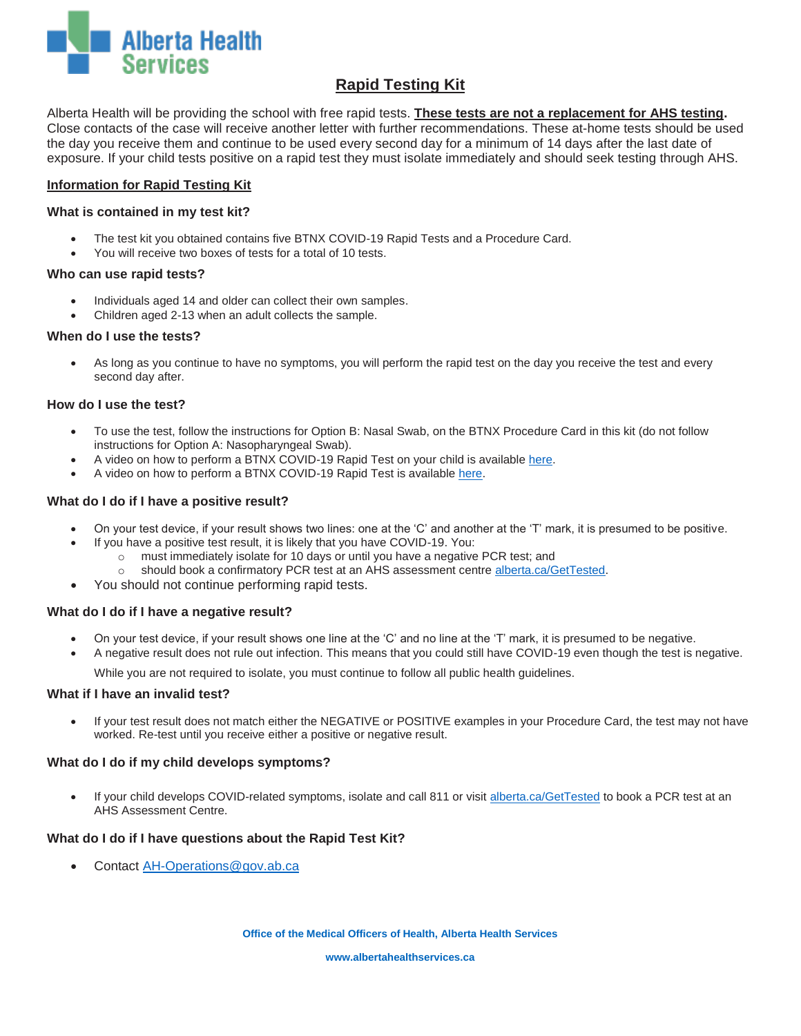Alberta Health Services

# Rapid Testing Kit

Alberta Health will be providing the school with free rapid tests. **These tests are not a replacement for AHS testing**. Close contacts of the case will receive another letter with further recommendations. These at-home tests should be used the day you receive them and continue to be used every second day for a minimum of 14 days after the last date of exposure. If your child tests positive on a rapid test they must isolate immediately and should seek testing through AHS.

## Information for Rapid Testing Kit

### What is contained in my test kit?

- The test kit you obtained contains five BTNX COVID-19 Rapid Tests and a Procedure Card.
- You will receive two boxes of tests for a total of 10 tests.

### Who can use rapid tests?

- Individuals aged 14 and older can collect their own samples.
- Children aged 2-13 when an adult collects the sample.

### When do I use the tests?

- As long as you continue to have no symptoms, you will perform the rapid test on the day you receive the test and every second day after.

### How do I use the test?

- To use the test, follow the instructions for Option B: Nasal Swab, on the BTNX Procedure Card in this kit (do not follow instructions for Option A: Nasopharyngeal Swab).
- A video on how to perform a BTNX COVID-19 Rapid Test on your child is available here.
- A video on how to perform a BTNX COVID-19 Rapid Test is available here.

### What do I do if I have a positive result?

- On your test device, if your result shows two lines: one at the 'C' and another at the 'T' mark, it is presumed to be positive.
- If you have a positive test result, it is likely that you have COVID-19. You:
  - must immediately isolate for 10 days or until you have a negative PCR test; and
  - should book a confirmatory PCR test at an AHS assessment centre alberta.ca/GetTested.
- You should not continue performing rapid tests.

### What do I do if I have a negative result?

- On your test device, if your result shows one line at the 'C' and no line at the 'T' mark, it is presumed to be negative.
- A negative result does not rule out infection. This means that you could still have COVID-19 even though the test is negative.

  While you are not required to isolate, you must continue to follow all public health guidelines.

### What if I have an invalid test?

- If your test result does not match either the NEGATIVE or POSITIVE examples in your Procedure Card, the test may not have worked. Re-test until you receive either a positive or negative result.

### What do I do if my child develops symptoms?

- If your child develops COVID-related symptoms, isolate and call 811 or visit alberta.ca/GetTested to book a PCR test at an AHS Assessment Centre.

### What do I do if I have questions about the Rapid Test Kit?

- Contact AH-Operations@gov.ab.ca

**Office of the Medical Officers of Health, Alberta Health Services**

**www.albertahealthservices.ca**